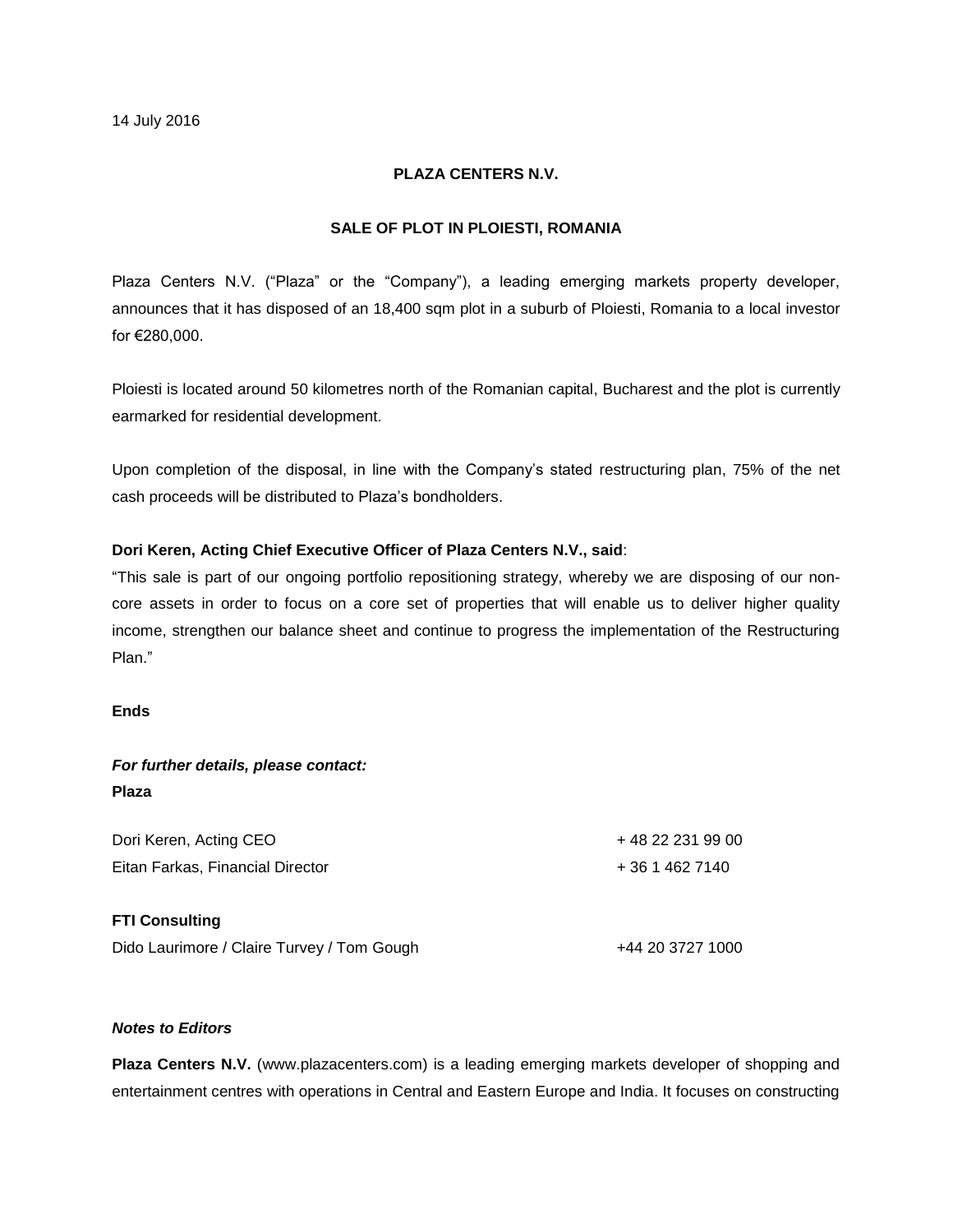14 July 2016

**PLAZA CENTERS N.V.**

**SALE OF PLOT IN PLOIESTI, ROMANIA**

Plaza Centers N.V. ("Plaza" or the "Company"), a leading emerging markets property developer, announces that it has disposed of an 18,400 sqm plot in a suburb of Ploiesti, Romania to a local investor for €280,000.

Ploiesti is located around 50 kilometres north of the Romanian capital, Bucharest and the plot is currently earmarked for residential development.

Upon completion of the disposal, in line with the Company's stated restructuring plan, 75% of the net cash proceeds will be distributed to Plaza's bondholders.

**Dori Keren, Acting Chief Executive Officer of Plaza Centers N.V., said**:
"This sale is part of our ongoing portfolio repositioning strategy, whereby we are disposing of our non-core assets in order to focus on a core set of properties that will enable us to deliver higher quality income, strengthen our balance sheet and continue to progress the implementation of the Restructuring Plan."

**Ends**

***For further details, please contact:***
**Plaza**

| | |
|---|---|
| Dori Keren, Acting CEO | + 48 22 231 99 00 |
| Eitan Farkas, Financial Director | + 36 1 462 7140 |

**FTI Consulting**

| | |
|---|---|
| Dido Laurimore / Claire Turvey / Tom Gough | +44 20 3727 1000 |

***Notes to Editors***

**Plaza Centers N.V.** (www.plazacenters.com) is a leading emerging markets developer of shopping and entertainment centres with operations in Central and Eastern Europe and India. It focuses on constructing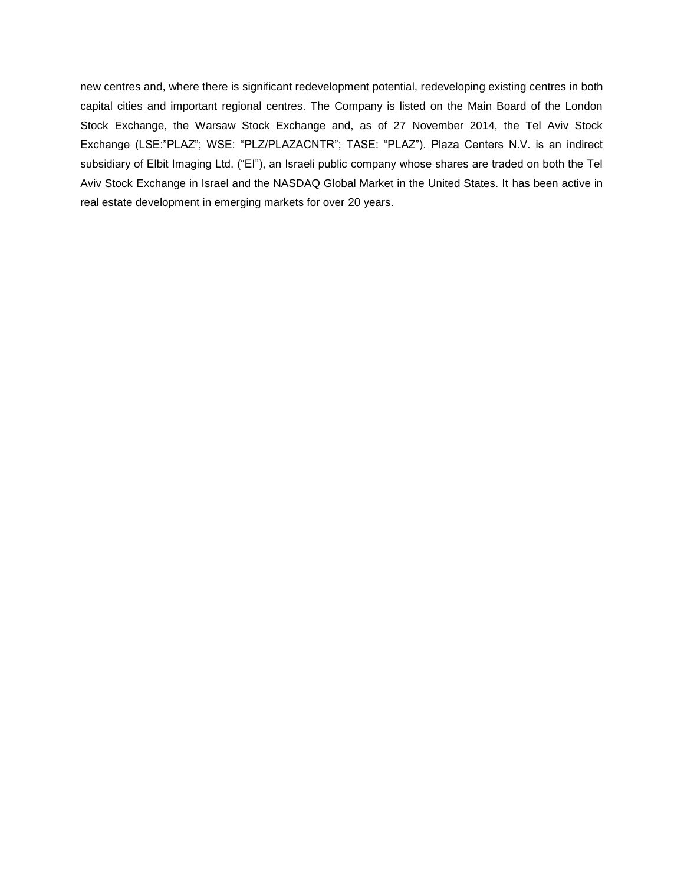new centres and, where there is significant redevelopment potential, redeveloping existing centres in both capital cities and important regional centres. The Company is listed on the Main Board of the London Stock Exchange, the Warsaw Stock Exchange and, as of 27 November 2014, the Tel Aviv Stock Exchange (LSE:"PLAZ"; WSE: "PLZ/PLAZACNTR"; TASE: "PLAZ"). Plaza Centers N.V. is an indirect subsidiary of Elbit Imaging Ltd. ("EI"), an Israeli public company whose shares are traded on both the Tel Aviv Stock Exchange in Israel and the NASDAQ Global Market in the United States. It has been active in real estate development in emerging markets for over 20 years.